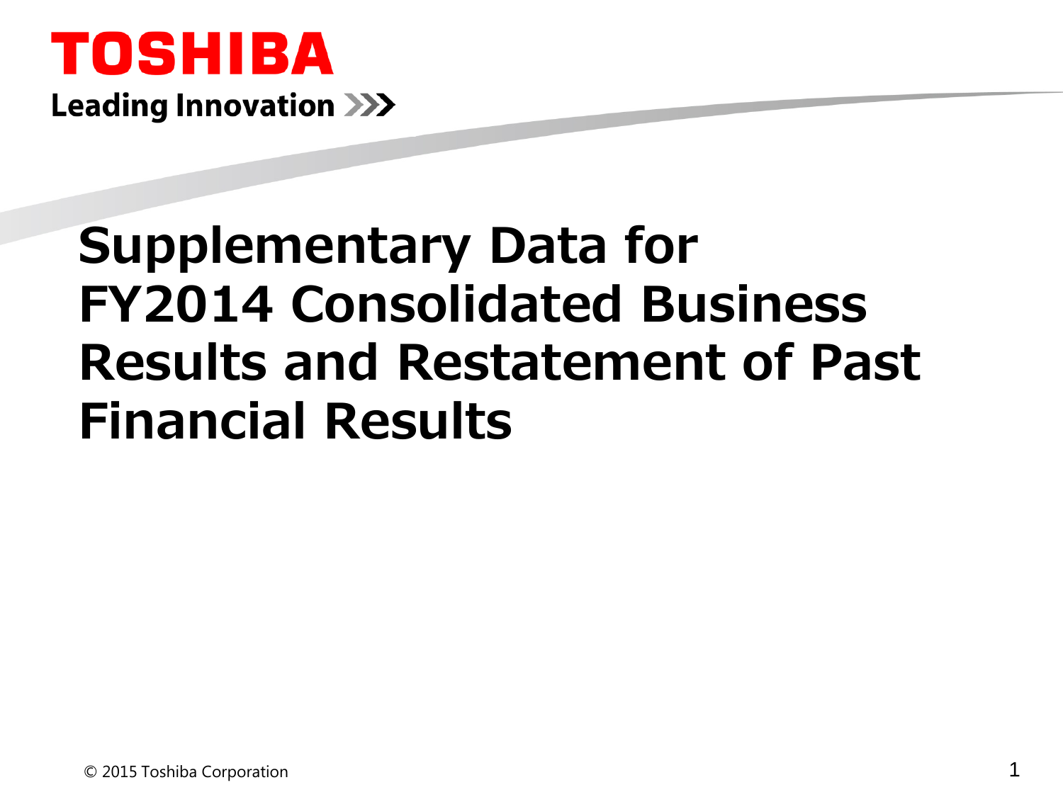TOSHIBA

Leading Innovation

# Supplementary Data for FY2014 Consolidated Business Results and Restatement of Past Financial Results

© 2015 Toshiba Corporation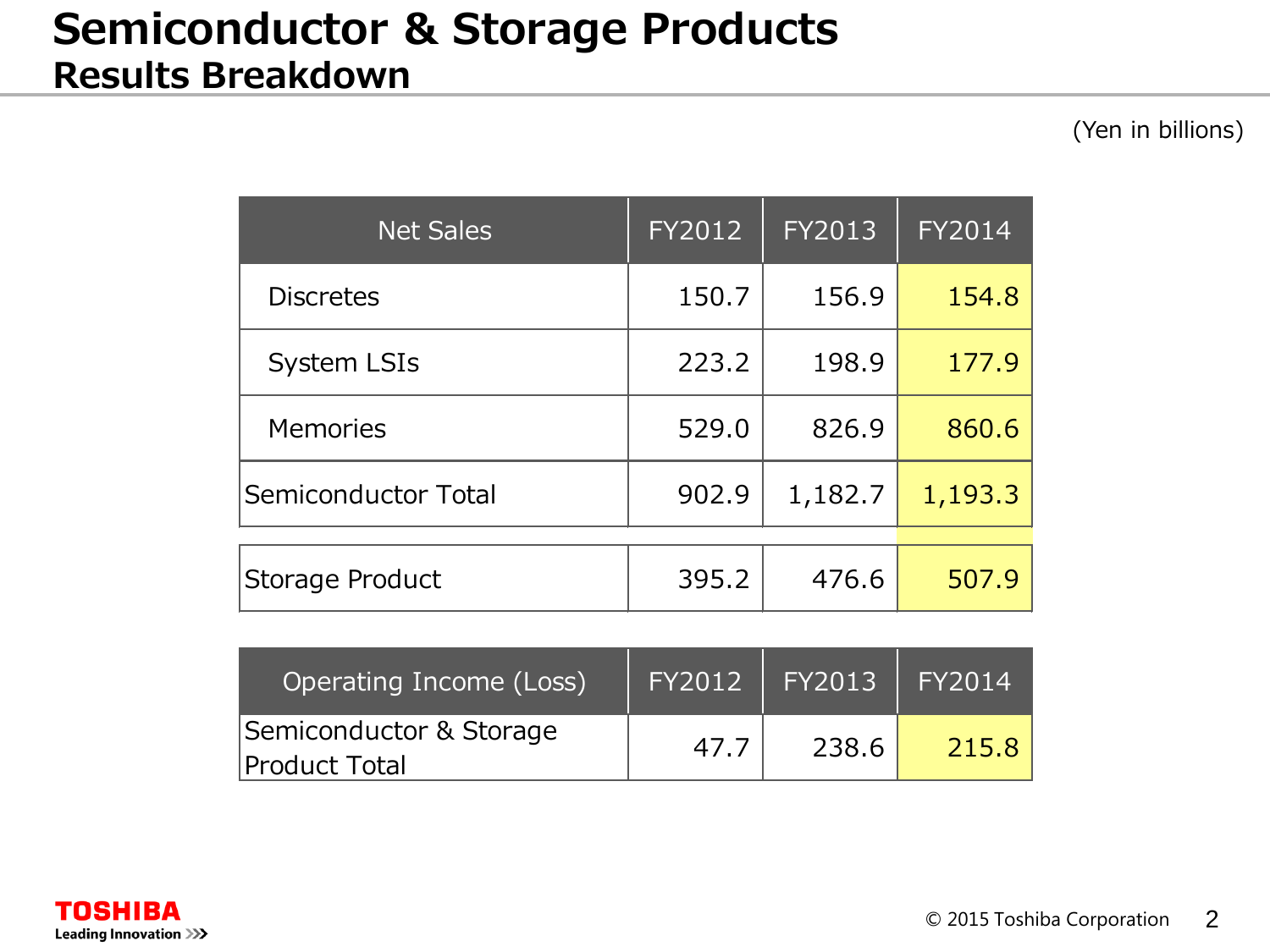# Semiconductor & Storage Products

## Results Breakdown

(Yen in billions)

| Net Sales | FY2012 | FY2013 | FY2014 |
|---|---|---|---|
| Discretes | 150.7 | 156.9 | 154.8 |
| System LSIs | 223.2 | 198.9 | 177.9 |
| Memories | 529.0 | 826.9 | 860.6 |
| Semiconductor Total | 902.9 | 1,182.7 | 1,193.3 |
| Storage Product | 395.2 | 476.6 | 507.9 |

| Operating Income (Loss) | FY2012 | FY2013 | FY2014 |
|---|---|---|---|
| Semiconductor & Storage Product Total | 47.7 | 238.6 | 215.8 |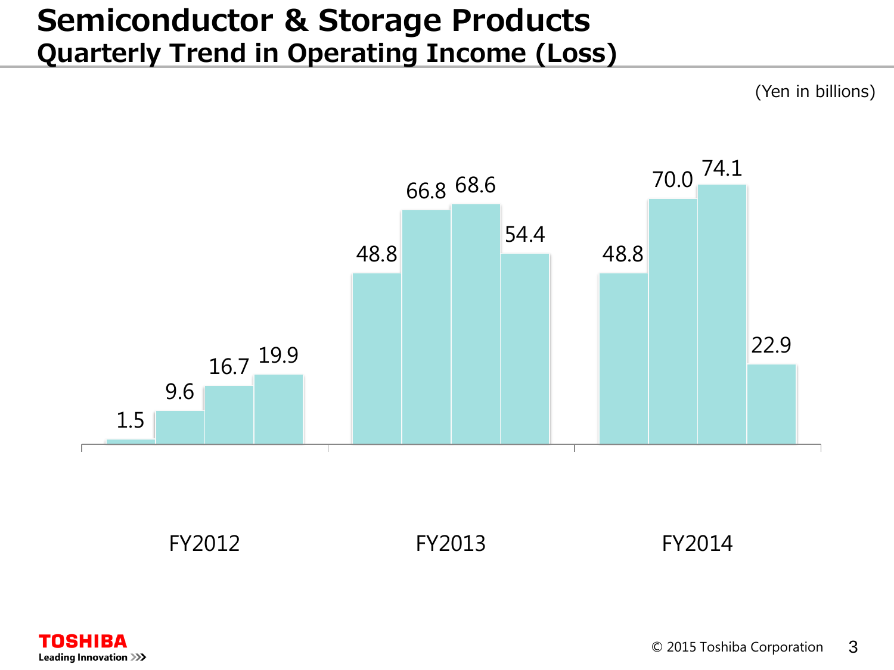# Semiconductor & Storage Products

## Quarterly Trend in Operating Income (Loss)

(Yen in billions)

| | Q1 | Q2 | Q3 | Q4 |
|---|---|---|---|---|
| FY2012 | 1.5 | 9.6 | 16.7 | 19.9 |
| FY2013 | 48.8 | 66.8 | 68.6 | 54.4 |
| FY2014 | 48.8 | 70.0 | 74.1 | 22.9 |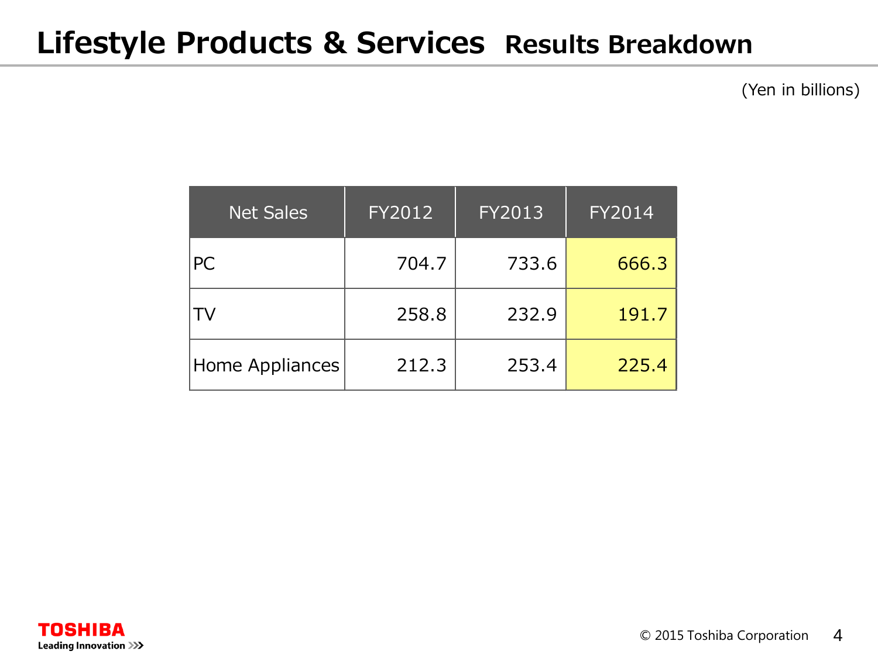# Lifestyle Products & Services Results Breakdown

(Yen in billions)

| Net Sales | FY2012 | FY2013 | FY2014 |
|---|---|---|---|
| PC | 704.7 | 733.6 | 666.3 |
| TV | 258.8 | 232.9 | 191.7 |
| Home Appliances | 212.3 | 253.4 | 225.4 |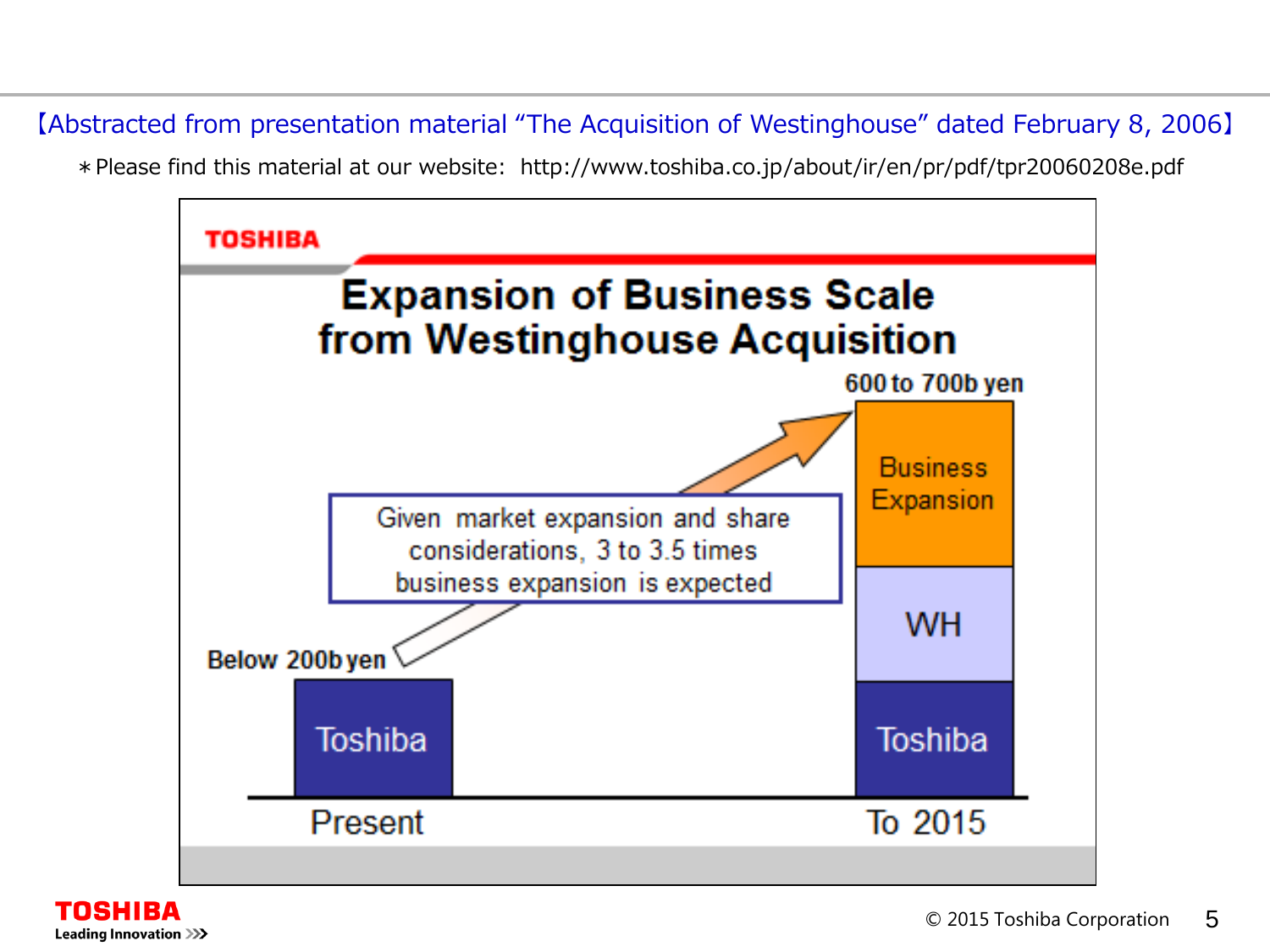【Abstracted from presentation material "The Acquisition of Westinghouse" dated February 8, 2006】

＊Please find this material at our website: http://www.toshiba.co.jp/about/ir/en/pr/pdf/tpr20060208e.pdf

## Expansion of Business Scale from Westinghouse Acquisition

Given market expansion and share considerations, 3 to 3.5 times business expansion is expected

| | Present | To 2015 |
|---|---|---|
| Total | Below 200b yen | 600 to 700b yen |
| Components | Toshiba | Toshiba, WH, Business Expansion |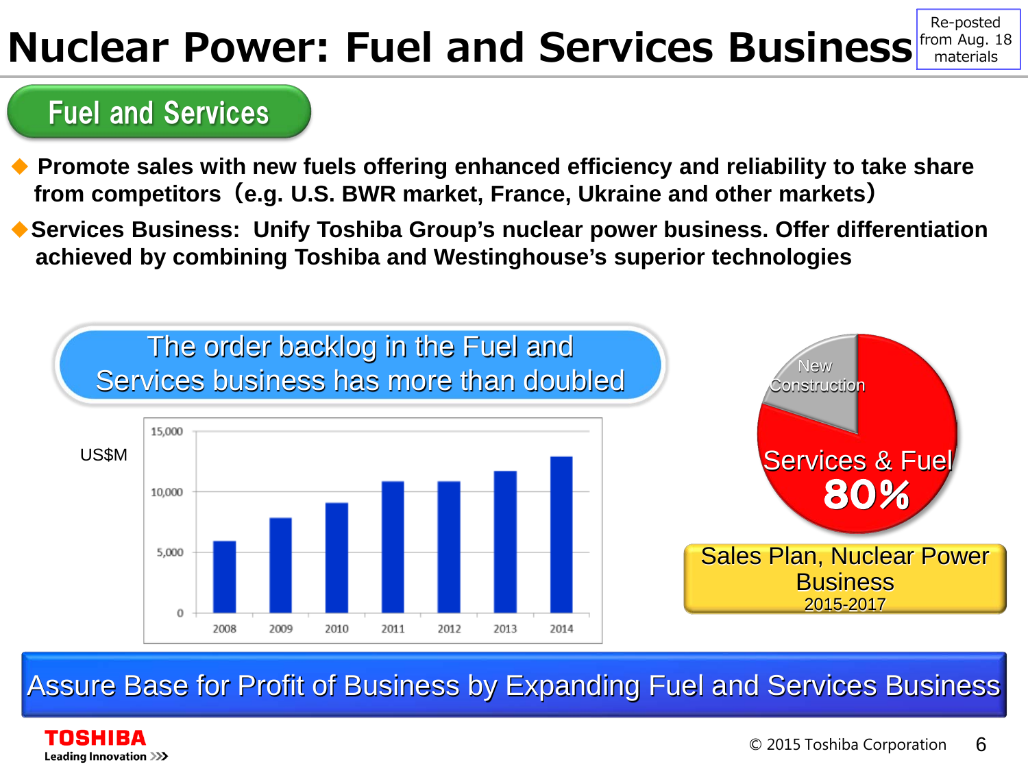# Nuclear Power: Fuel and Services Business

Re-posted from Aug. 18 materials

## Fuel and Services

- Promote sales with new fuels offering enhanced efficiency and reliability to take share from competitors（e.g. U.S. BWR market, France, Ukraine and other markets）
- Services Business: Unify Toshiba Group's nuclear power business. Offer differentiation achieved by combining Toshiba and Westinghouse's superior technologies

**The order backlog in the Fuel and Services business has more than doubled**

US$M

| Year | Order backlog (approx.) |
|---|---|
| 2008 | ~5,900 |
| 2009 | ~7,800 |
| 2010 | ~9,000 |
| 2011 | ~10,800 |
| 2012 | ~10,800 |
| 2013 | ~11,700 |
| 2014 | ~12,900 |

Sales Plan, Nuclear Power Business 2015-2017

- Services & Fuel 80%
- New Construction

**Assure Base for Profit of Business by Expanding Fuel and Services Business**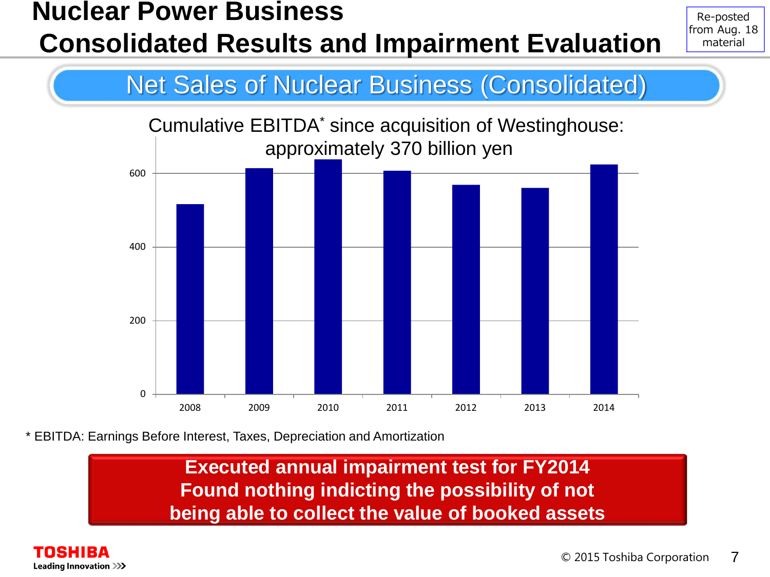# Nuclear Power Business Consolidated Results and Impairment Evaluation

Re-posted from Aug. 18 material

## Net Sales of Nuclear Business (Consolidated)

Cumulative EBITDA* since acquisition of Westinghouse: approximately 370 billion yen

\* EBITDA: Earnings Before Interest, Taxes, Depreciation and Amortization

**Executed annual impairment test for FY2014**
**Found nothing indicting the possibility of not being able to collect the value of booked assets**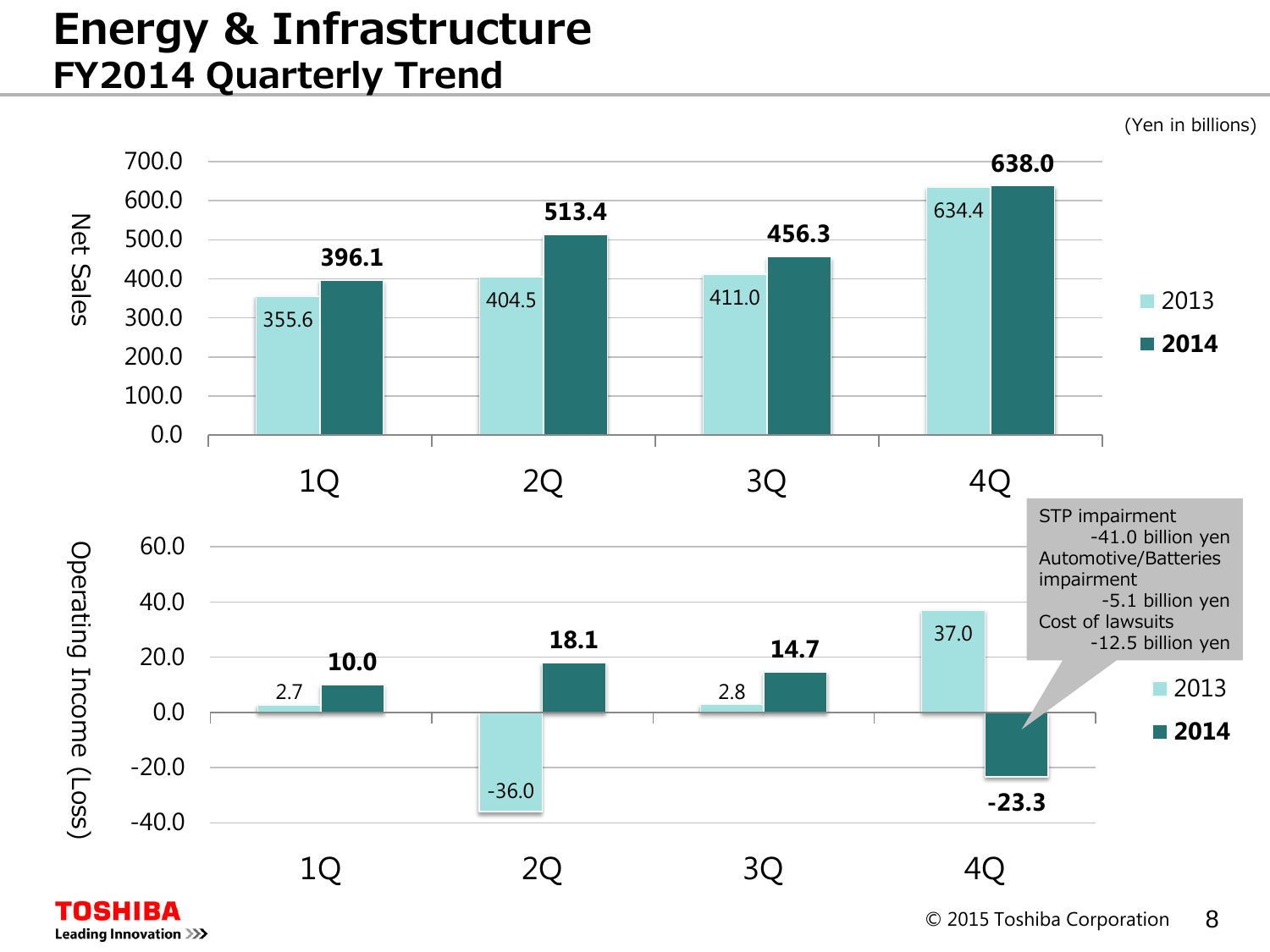# Energy & Infrastructure
## FY2014 Quarterly Trend

(Yen in billions)

**Net Sales**

| | 1Q | 2Q | 3Q | 4Q |
|---|---|---|---|---|
| 2013 | 355.6 | 404.5 | 411.0 | 634.4 |
| **2014** | **396.1** | **513.4** | **456.3** | **638.0** |

**Operating Income (Loss)**

| | 1Q | 2Q | 3Q | 4Q |
|---|---|---|---|---|
| 2013 | 2.7 | -36.0 | 2.8 | 37.0 |
| **2014** | **10.0** | **18.1** | **14.7** | **-23.3** |

STP impairment
-41.0 billion yen
Automotive/Batteries impairment
-5.1 billion yen
Cost of lawsuits
-12.5 billion yen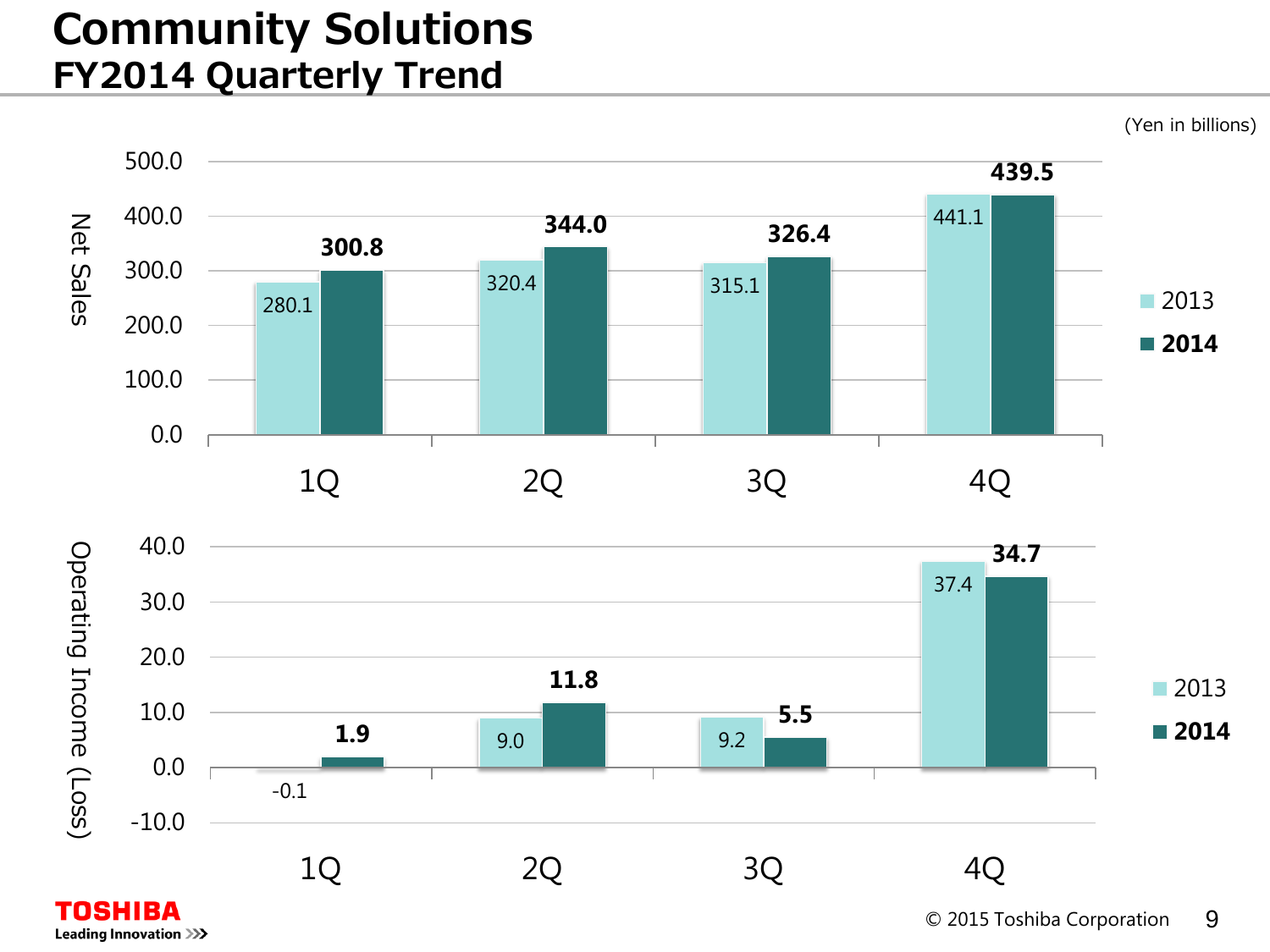# Community Solutions
## FY2014 Quarterly Trend

(Yen in billions)

**Net Sales**

| | 1Q | 2Q | 3Q | 4Q |
|---|---|---|---|---|
| 2013 | 280.1 | 320.4 | 315.1 | 441.1 |
| **2014** | **300.8** | **344.0** | **326.4** | **439.5** |

**Operating Income (Loss)**

| | 1Q | 2Q | 3Q | 4Q |
|---|---|---|---|---|
| 2013 | -0.1 | 9.0 | 9.2 | 37.4 |
| **2014** | **1.9** | **11.8** | **5.5** | **34.7** |

TOSHIBA
Leading Innovation >>>

© 2015 Toshiba Corporation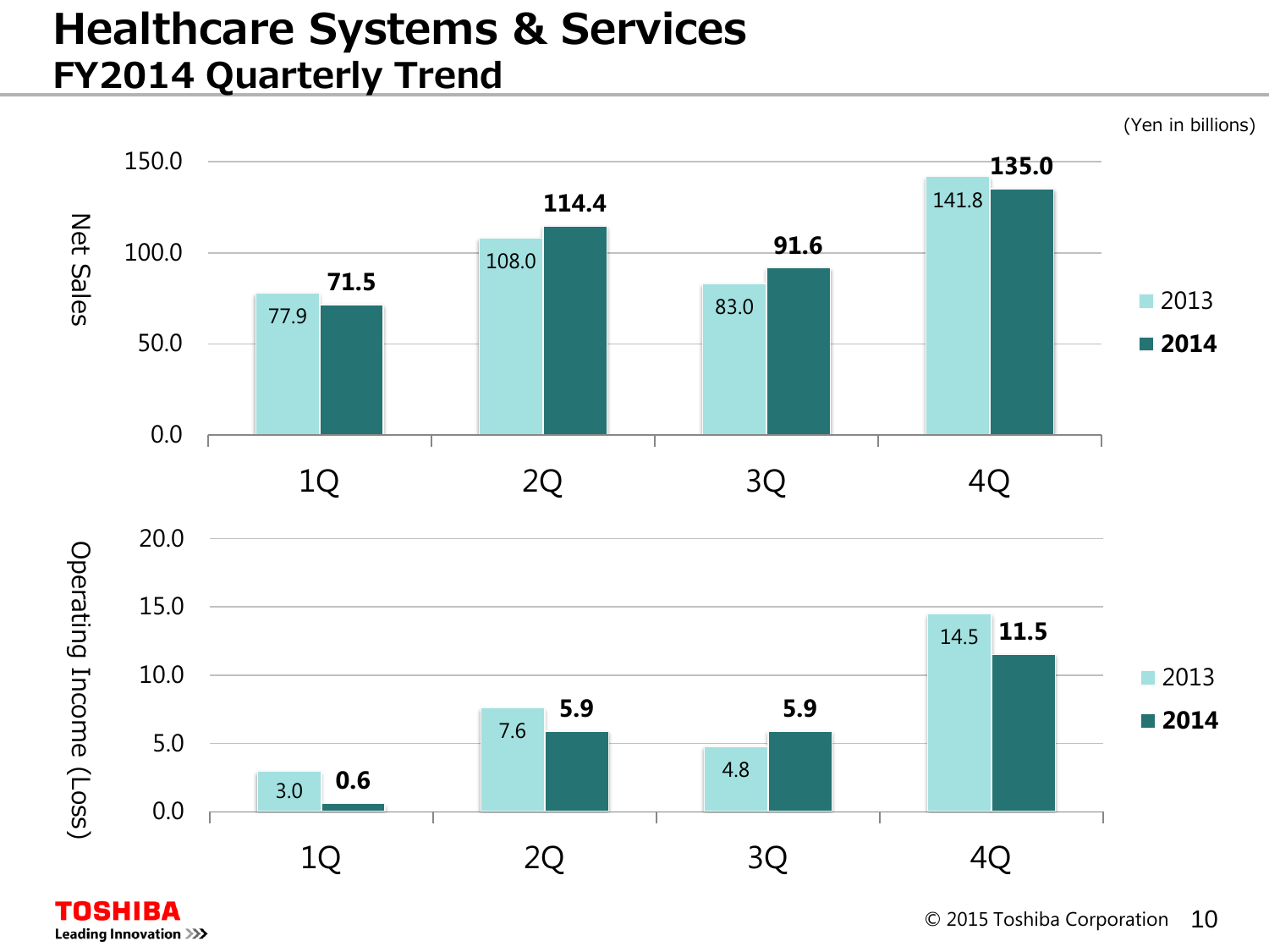# Healthcare Systems & Services

## FY2014 Quarterly Trend

(Yen in billions)

**Net Sales**

| | 1Q | 2Q | 3Q | 4Q |
|---|---|---|---|---|
| 2013 | 77.9 | 108.0 | 83.0 | 141.8 |
| **2014** | **71.5** | **114.4** | **91.6** | **135.0** |

**Operating Income (Loss)**

| | 1Q | 2Q | 3Q | 4Q |
|---|---|---|---|---|
| 2013 | 3.0 | 7.6 | 4.8 | 14.5 |
| **2014** | **0.6** | **5.9** | **5.9** | **11.5** |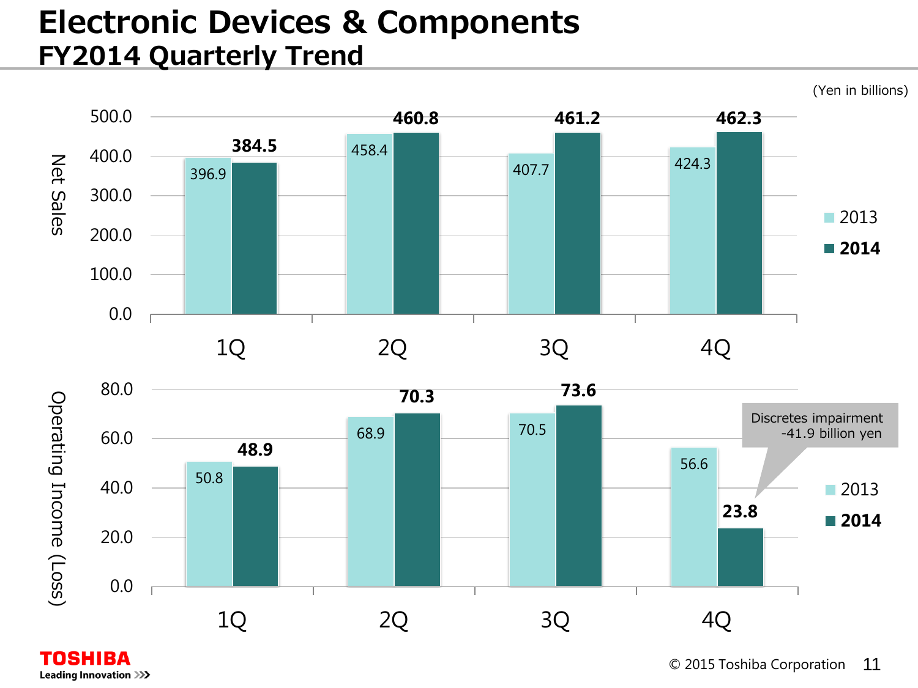# Electronic Devices & Components
## FY2014 Quarterly Trend

(Yen in billions)

**Net Sales**

| | 1Q | 2Q | 3Q | 4Q |
|---|---|---|---|---|
| 2013 | 396.9 | 458.4 | 407.7 | 424.3 |
| **2014** | **384.5** | **460.8** | **461.2** | **462.3** |

**Operating Income (Loss)**

| | 1Q | 2Q | 3Q | 4Q |
|---|---|---|---|---|
| 2013 | 50.8 | 68.9 | 70.5 | 56.6 |
| **2014** | **48.9** | **70.3** | **73.6** | **23.8** |

4Q 2014: Discretes impairment -41.9 billion yen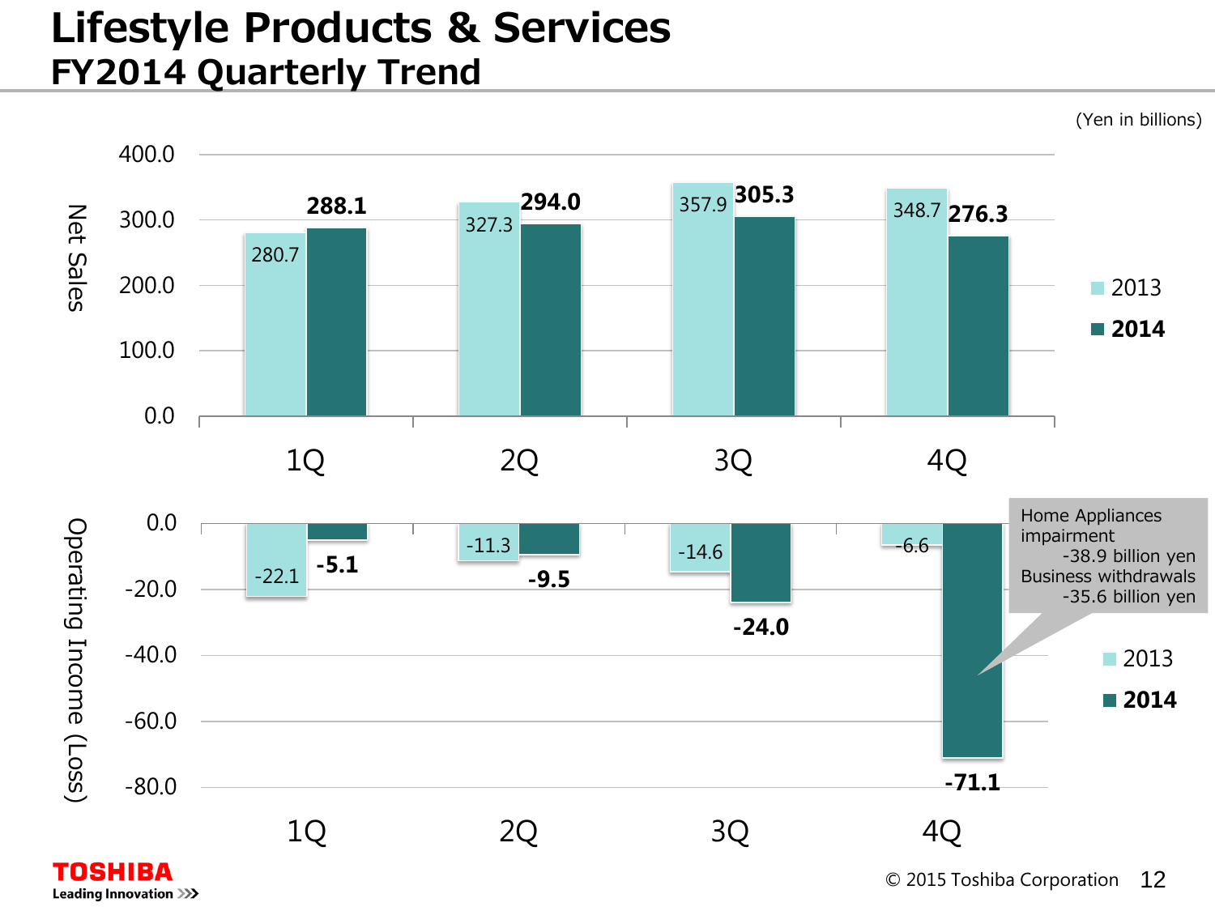# Lifestyle Products & Services
## FY2014 Quarterly Trend

(Yen in billions)

**Net Sales**

| | 1Q | 2Q | 3Q | 4Q |
|---|---|---|---|---|
| 2013 | 280.7 | 327.3 | 357.9 | 348.7 |
| **2014** | **288.1** | **294.0** | **305.3** | **276.3** |

**Operating Income (Loss)**

| | 1Q | 2Q | 3Q | 4Q |
|---|---|---|---|---|
| 2013 | -22.1 | -11.3 | -14.6 | -6.6 |
| **2014** | **-5.1** | **-9.5** | **-24.0** | **-71.1** |

Home Appliances impairment -38.9 billion yen
Business withdrawals -35.6 billion yen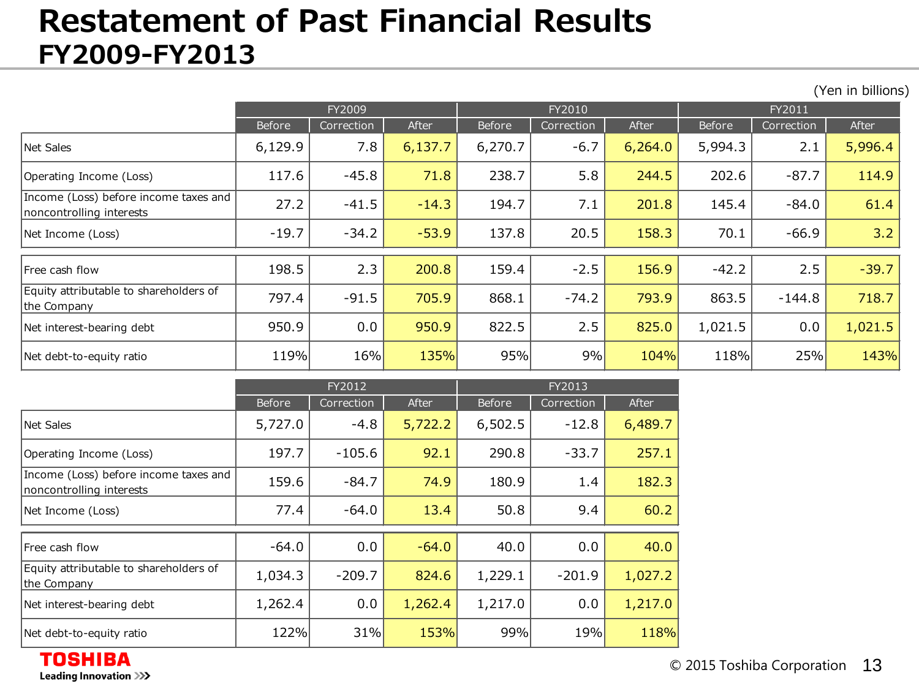# Restatement of Past Financial Results
## FY2009-FY2013

(Yen in billions)

| | FY2009 | | | FY2010 | | | FY2011 | | |
|---|---|---|---|---|---|---|---|---|---|
| | Before | Correction | After | Before | Correction | After | Before | Correction | After |
| Net Sales | 6,129.9 | 7.8 | 6,137.7 | 6,270.7 | -6.7 | 6,264.0 | 5,994.3 | 2.1 | 5,996.4 |
| Operating Income (Loss) | 117.6 | -45.8 | 71.8 | 238.7 | 5.8 | 244.5 | 202.6 | -87.7 | 114.9 |
| Income (Loss) before income taxes and noncontrolling interests | 27.2 | -41.5 | -14.3 | 194.7 | 7.1 | 201.8 | 145.4 | -84.0 | 61.4 |
| Net Income (Loss) | -19.7 | -34.2 | -53.9 | 137.8 | 20.5 | 158.3 | 70.1 | -66.9 | 3.2 |
| Free cash flow | 198.5 | 2.3 | 200.8 | 159.4 | -2.5 | 156.9 | -42.2 | 2.5 | -39.7 |
| Equity attributable to shareholders of the Company | 797.4 | -91.5 | 705.9 | 868.1 | -74.2 | 793.9 | 863.5 | -144.8 | 718.7 |
| Net interest-bearing debt | 950.9 | 0.0 | 950.9 | 822.5 | 2.5 | 825.0 | 1,021.5 | 0.0 | 1,021.5 |
| Net debt-to-equity ratio | 119% | 16% | 135% | 95% | 9% | 104% | 118% | 25% | 143% |

| | FY2012 | | | FY2013 | | |
|---|---|---|---|---|---|---|
| | Before | Correction | After | Before | Correction | After |
| Net Sales | 5,727.0 | -4.8 | 5,722.2 | 6,502.5 | -12.8 | 6,489.7 |
| Operating Income (Loss) | 197.7 | -105.6 | 92.1 | 290.8 | -33.7 | 257.1 |
| Income (Loss) before income taxes and noncontrolling interests | 159.6 | -84.7 | 74.9 | 180.9 | 1.4 | 182.3 |
| Net Income (Loss) | 77.4 | -64.0 | 13.4 | 50.8 | 9.4 | 60.2 |
| Free cash flow | -64.0 | 0.0 | -64.0 | 40.0 | 0.0 | 40.0 |
| Equity attributable to shareholders of the Company | 1,034.3 | -209.7 | 824.6 | 1,229.1 | -201.9 | 1,027.2 |
| Net interest-bearing debt | 1,262.4 | 0.0 | 1,262.4 | 1,217.0 | 0.0 | 1,217.0 |
| Net debt-to-equity ratio | 122% | 31% | 153% | 99% | 19% | 118% |

TOSHIBA
Leading Innovation >>>

© 2015 Toshiba Corporation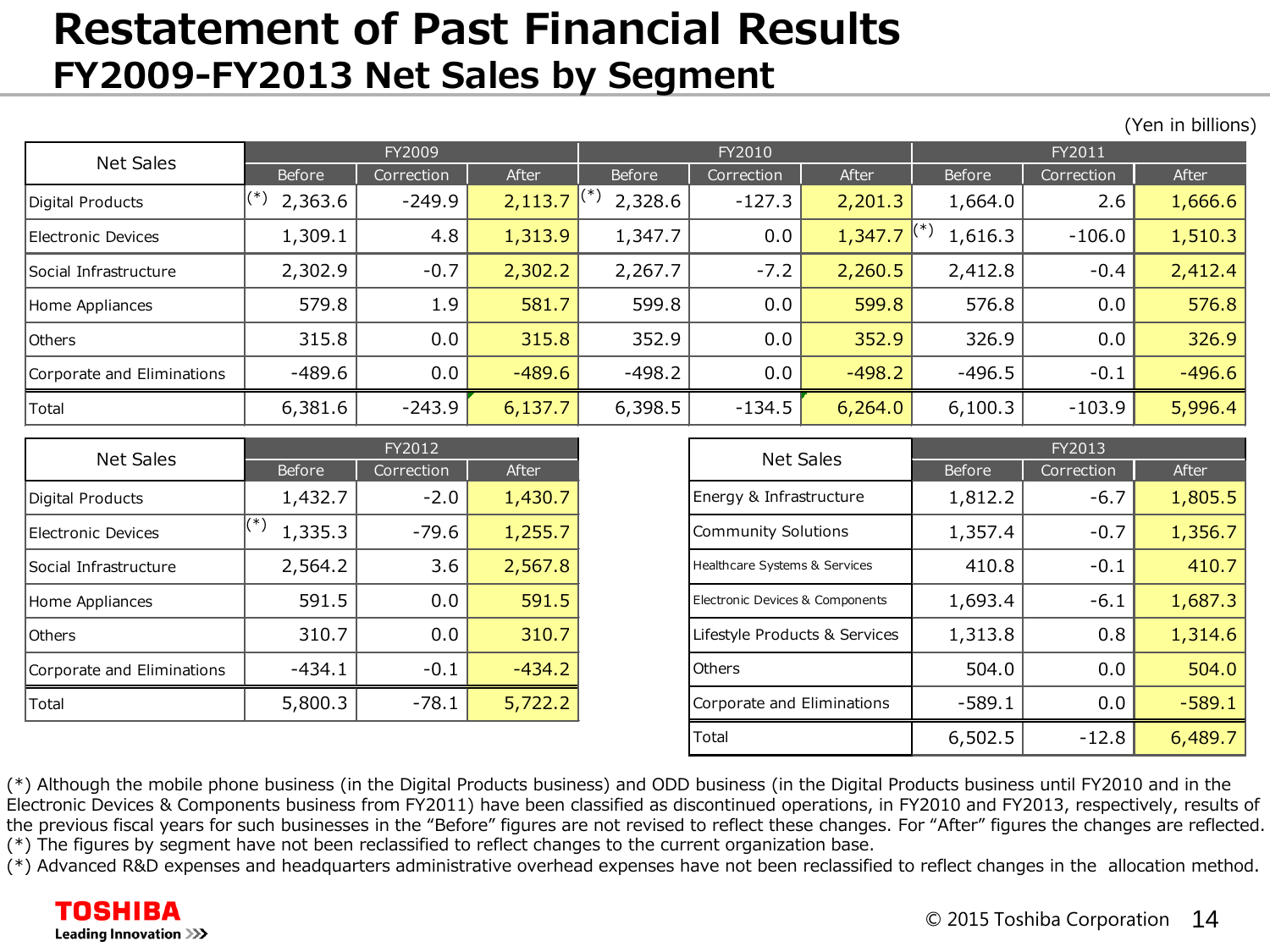# Restatement of Past Financial Results

## FY2009-FY2013 Net Sales by Segment

(Yen in billions)

| Net Sales | FY2009 | | | FY2010 | | | FY2011 | | |
|---|---|---|---|---|---|---|---|---|---|
| | Before | Correction | After | Before | Correction | After | Before | Correction | After |
| Digital Products | (*) 2,363.6 | -249.9 | 2,113.7 | (*) 2,328.6 | -127.3 | 2,201.3 | 1,664.0 | 2.6 | 1,666.6 |
| Electronic Devices | 1,309.1 | 4.8 | 1,313.9 | 1,347.7 | 0.0 | 1,347.7 | (*) 1,616.3 | -106.0 | 1,510.3 |
| Social Infrastructure | 2,302.9 | -0.7 | 2,302.2 | 2,267.7 | -7.2 | 2,260.5 | 2,412.8 | -0.4 | 2,412.4 |
| Home Appliances | 579.8 | 1.9 | 581.7 | 599.8 | 0.0 | 599.8 | 576.8 | 0.0 | 576.8 |
| Others | 315.8 | 0.0 | 315.8 | 352.9 | 0.0 | 352.9 | 326.9 | 0.0 | 326.9 |
| Corporate and Eliminations | -489.6 | 0.0 | -489.6 | -498.2 | 0.0 | -498.2 | -496.5 | -0.1 | -496.6 |
| Total | 6,381.6 | -243.9 | 6,137.7 | 6,398.5 | -134.5 | 6,264.0 | 6,100.3 | -103.9 | 5,996.4 |

| Net Sales | FY2012 | | |
|---|---|---|---|
| | Before | Correction | After |
| Digital Products | 1,432.7 | -2.0 | 1,430.7 |
| Electronic Devices | (*) 1,335.3 | -79.6 | 1,255.7 |
| Social Infrastructure | 2,564.2 | 3.6 | 2,567.8 |
| Home Appliances | 591.5 | 0.0 | 591.5 |
| Others | 310.7 | 0.0 | 310.7 |
| Corporate and Eliminations | -434.1 | -0.1 | -434.2 |
| Total | 5,800.3 | -78.1 | 5,722.2 |

| Net Sales | FY2013 | | |
|---|---|---|---|
| | Before | Correction | After |
| Energy & Infrastructure | 1,812.2 | -6.7 | 1,805.5 |
| Community Solutions | 1,357.4 | -0.7 | 1,356.7 |
| Healthcare Systems & Services | 410.8 | -0.1 | 410.7 |
| Electronic Devices & Components | 1,693.4 | -6.1 | 1,687.3 |
| Lifestyle Products & Services | 1,313.8 | 0.8 | 1,314.6 |
| Others | 504.0 | 0.0 | 504.0 |
| Corporate and Eliminations | -589.1 | 0.0 | -589.1 |
| Total | 6,502.5 | -12.8 | 6,489.7 |

(*) Although the mobile phone business (in the Digital Products business) and ODD business (in the Digital Products business until FY2010 and in the Electronic Devices & Components business from FY2011) have been classified as discontinued operations, in FY2010 and FY2013, respectively, results of the previous fiscal years for such businesses in the "Before" figures are not revised to reflect these changes. For "After" figures the changes are reflected.
(*) The figures by segment have not been reclassified to reflect changes to the current organization base.
(*) Advanced R&D expenses and headquarters administrative overhead expenses have not been reclassified to reflect changes in the allocation method.

TOSHIBA Leading Innovation

© 2015 Toshiba Corporation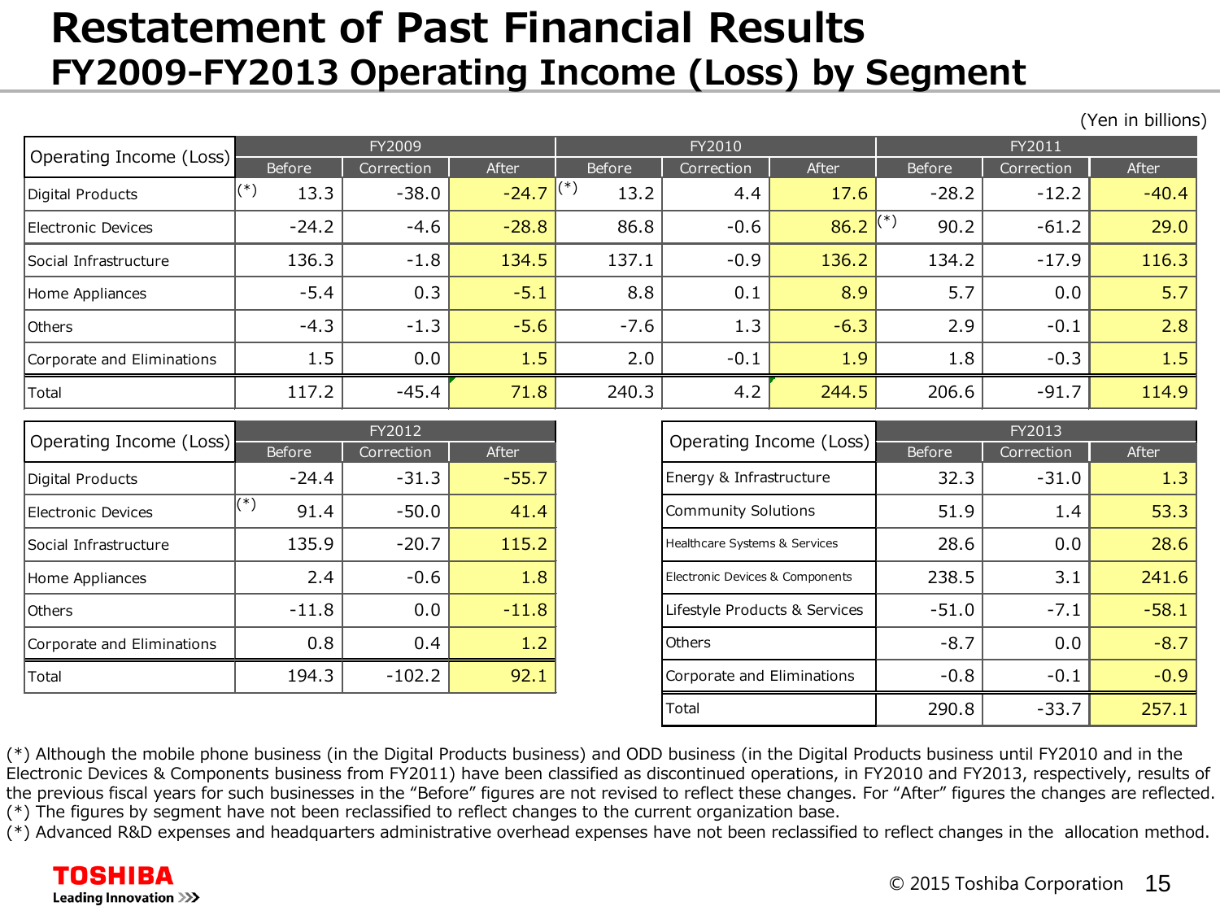# Restatement of Past Financial Results

## FY2009-FY2013 Operating Income (Loss) by Segment

(Yen in billions)

| Operating Income (Loss) | FY2009 | | | FY2010 | | | FY2011 | | |
|---|---|---|---|---|---|---|---|---|---|
| | Before | Correction | After | Before | Correction | After | Before | Correction | After |
| Digital Products | (*) 13.3 | -38.0 | -24.7 | (*) 13.2 | 4.4 | 17.6 | -28.2 | -12.2 | -40.4 |
| Electronic Devices | -24.2 | -4.6 | -28.8 | 86.8 | -0.6 | 86.2 | (*) 90.2 | -61.2 | 29.0 |
| Social Infrastructure | 136.3 | -1.8 | 134.5 | 137.1 | -0.9 | 136.2 | 134.2 | -17.9 | 116.3 |
| Home Appliances | -5.4 | 0.3 | -5.1 | 8.8 | 0.1 | 8.9 | 5.7 | 0.0 | 5.7 |
| Others | -4.3 | -1.3 | -5.6 | -7.6 | 1.3 | -6.3 | 2.9 | -0.1 | 2.8 |
| Corporate and Eliminations | 1.5 | 0.0 | 1.5 | 2.0 | -0.1 | 1.9 | 1.8 | -0.3 | 1.5 |
| Total | 117.2 | -45.4 | 71.8 | 240.3 | 4.2 | 244.5 | 206.6 | -91.7 | 114.9 |

| Operating Income (Loss) | FY2012 | | |
|---|---|---|---|
| | Before | Correction | After |
| Digital Products | -24.4 | -31.3 | -55.7 |
| Electronic Devices | (*) 91.4 | -50.0 | 41.4 |
| Social Infrastructure | 135.9 | -20.7 | 115.2 |
| Home Appliances | 2.4 | -0.6 | 1.8 |
| Others | -11.8 | 0.0 | -11.8 |
| Corporate and Eliminations | 0.8 | 0.4 | 1.2 |
| Total | 194.3 | -102.2 | 92.1 |

| Operating Income (Loss) | FY2013 | | |
|---|---|---|---|
| | Before | Correction | After |
| Energy & Infrastructure | 32.3 | -31.0 | 1.3 |
| Community Solutions | 51.9 | 1.4 | 53.3 |
| Healthcare Systems & Services | 28.6 | 0.0 | 28.6 |
| Electronic Devices & Components | 238.5 | 3.1 | 241.6 |
| Lifestyle Products & Services | -51.0 | -7.1 | -58.1 |
| Others | -8.7 | 0.0 | -8.7 |
| Corporate and Eliminations | -0.8 | -0.1 | -0.9 |
| Total | 290.8 | -33.7 | 257.1 |

(*) Although the mobile phone business (in the Digital Products business) and ODD business (in the Digital Products business until FY2010 and in the Electronic Devices & Components business from FY2011) have been classified as discontinued operations, in FY2010 and FY2013, respectively, results of the previous fiscal years for such businesses in the "Before" figures are not revised to reflect these changes. For "After" figures the changes are reflected.
(*) The figures by segment have not been reclassified to reflect changes to the current organization base.
(*) Advanced R&D expenses and headquarters administrative overhead expenses have not been reclassified to reflect changes in the allocation method.

TOSHIBA
Leading Innovation >>>

© 2015 Toshiba Corporation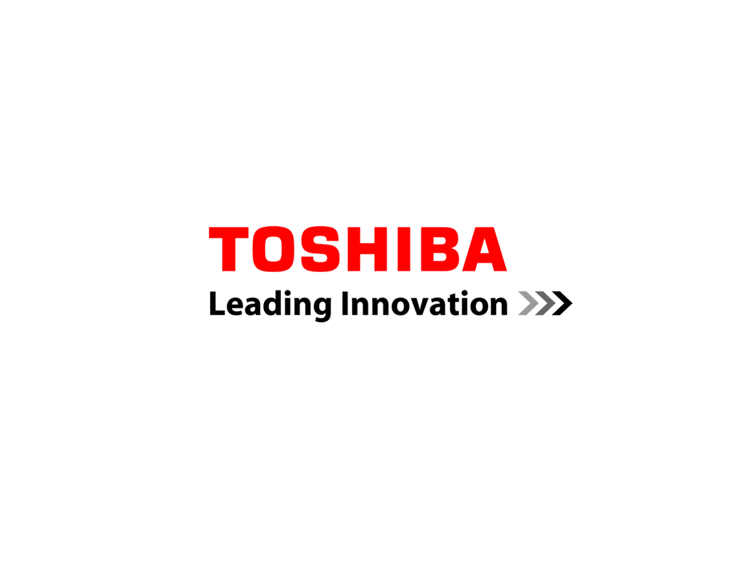TOSHIBA

Leading Innovation >>>